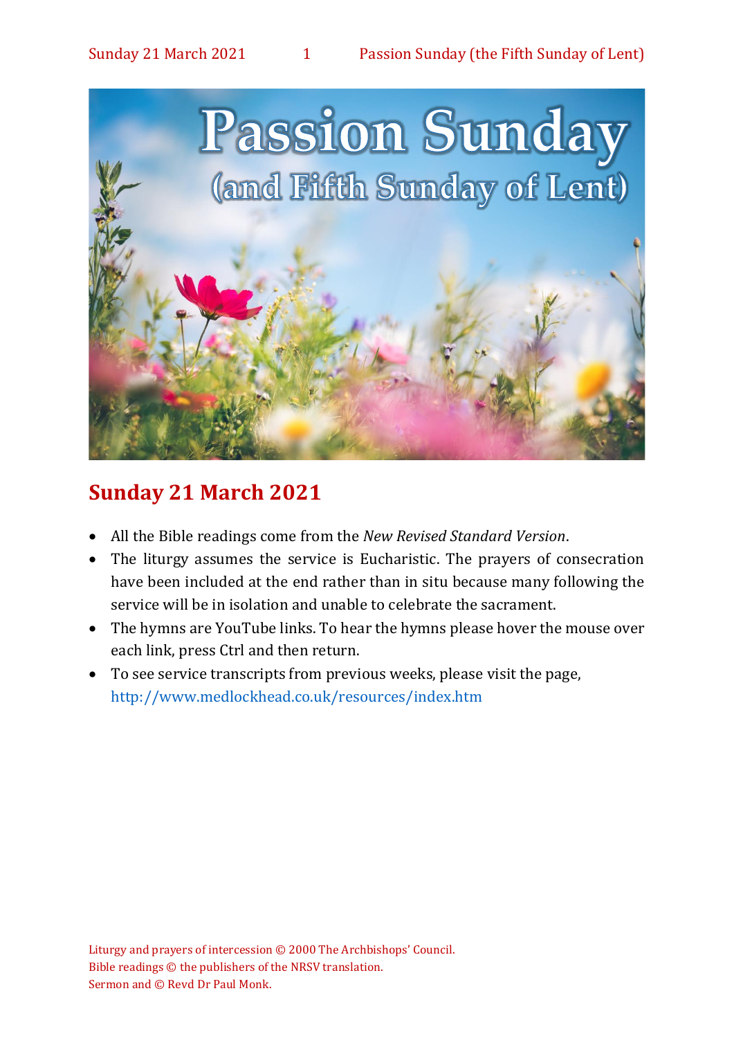# Passion Sunday

## (and Fifth Sunday of Lent)

## Sunday 21 March 2021

- All the Bible readings come from the *New Revised Standard Version*.
- The liturgy assumes the service is Eucharistic. The prayers of consecration have been included at the end rather than in situ because many following the service will be in isolation and unable to celebrate the sacrament.
- The hymns are YouTube links. To hear the hymns please hover the mouse over each link, press Ctrl and then return.
- To see service transcripts from previous weeks, please visit the page, http://www.medlockhead.co.uk/resources/index.htm

Liturgy and prayers of intercession © 2000 The Archbishops' Council.
Bible readings © the publishers of the NRSV translation.
Sermon and © Revd Dr Paul Monk.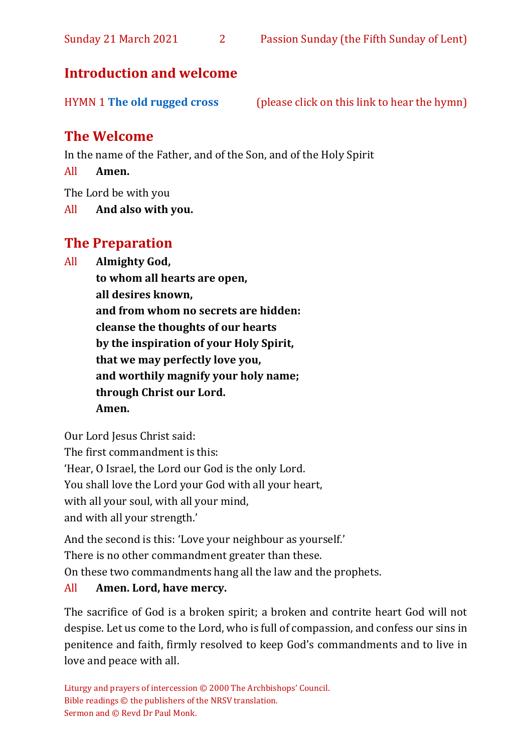## Introduction and welcome

HYMN 1 **The old rugged cross** (please click on this link to hear the hymn)

## The Welcome

In the name of the Father, and of the Son, and of the Holy Spirit

All **Amen.**

The Lord be with you

All **And also with you.**

## The Preparation

All **Almighty God,**
**to whom all hearts are open,**
**all desires known,**
**and from whom no secrets are hidden:**
**cleanse the thoughts of our hearts**
**by the inspiration of your Holy Spirit,**
**that we may perfectly love you,**
**and worthily magnify your holy name;**
**through Christ our Lord.**
**Amen.**

Our Lord Jesus Christ said:
The first commandment is this:
'Hear, O Israel, the Lord our God is the only Lord.
You shall love the Lord your God with all your heart,
with all your soul, with all your mind,
and with all your strength.'

And the second is this: 'Love your neighbour as yourself.'
There is no other commandment greater than these.
On these two commandments hang all the law and the prophets.

All **Amen. Lord, have mercy.**

The sacrifice of God is a broken spirit; a broken and contrite heart God will not despise. Let us come to the Lord, who is full of compassion, and confess our sins in penitence and faith, firmly resolved to keep God's commandments and to live in love and peace with all.

Liturgy and prayers of intercession © 2000 The Archbishops' Council.
Bible readings © the publishers of the NRSV translation.
Sermon and © Revd Dr Paul Monk.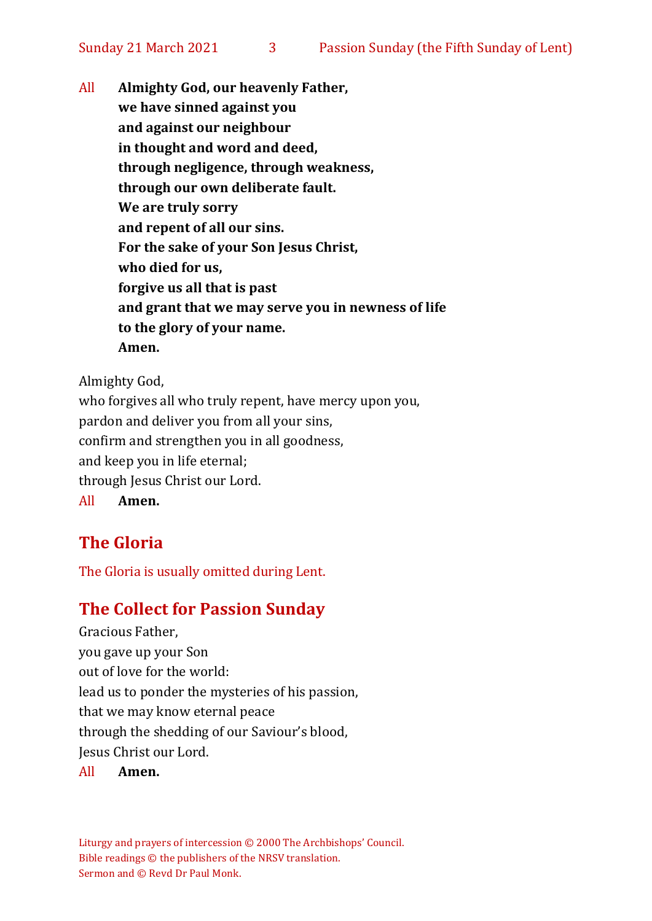All **Almighty God, our heavenly Father,**
**we have sinned against you**
**and against our neighbour**
**in thought and word and deed,**
**through negligence, through weakness,**
**through our own deliberate fault.**
**We are truly sorry**
**and repent of all our sins.**
**For the sake of your Son Jesus Christ,**
**who died for us,**
**forgive us all that is past**
**and grant that we may serve you in newness of life**
**to the glory of your name.**
**Amen.**

Almighty God,
who forgives all who truly repent, have mercy upon you,
pardon and deliver you from all your sins,
confirm and strengthen you in all goodness,
and keep you in life eternal;
through Jesus Christ our Lord.
All **Amen.**

## The Gloria

The Gloria is usually omitted during Lent.

## The Collect for Passion Sunday

Gracious Father,
you gave up your Son
out of love for the world:
lead us to ponder the mysteries of his passion,
that we may know eternal peace
through the shedding of our Saviour's blood,
Jesus Christ our Lord.
All **Amen.**

Liturgy and prayers of intercession © 2000 The Archbishops' Council.
Bible readings © the publishers of the NRSV translation.
Sermon and © Revd Dr Paul Monk.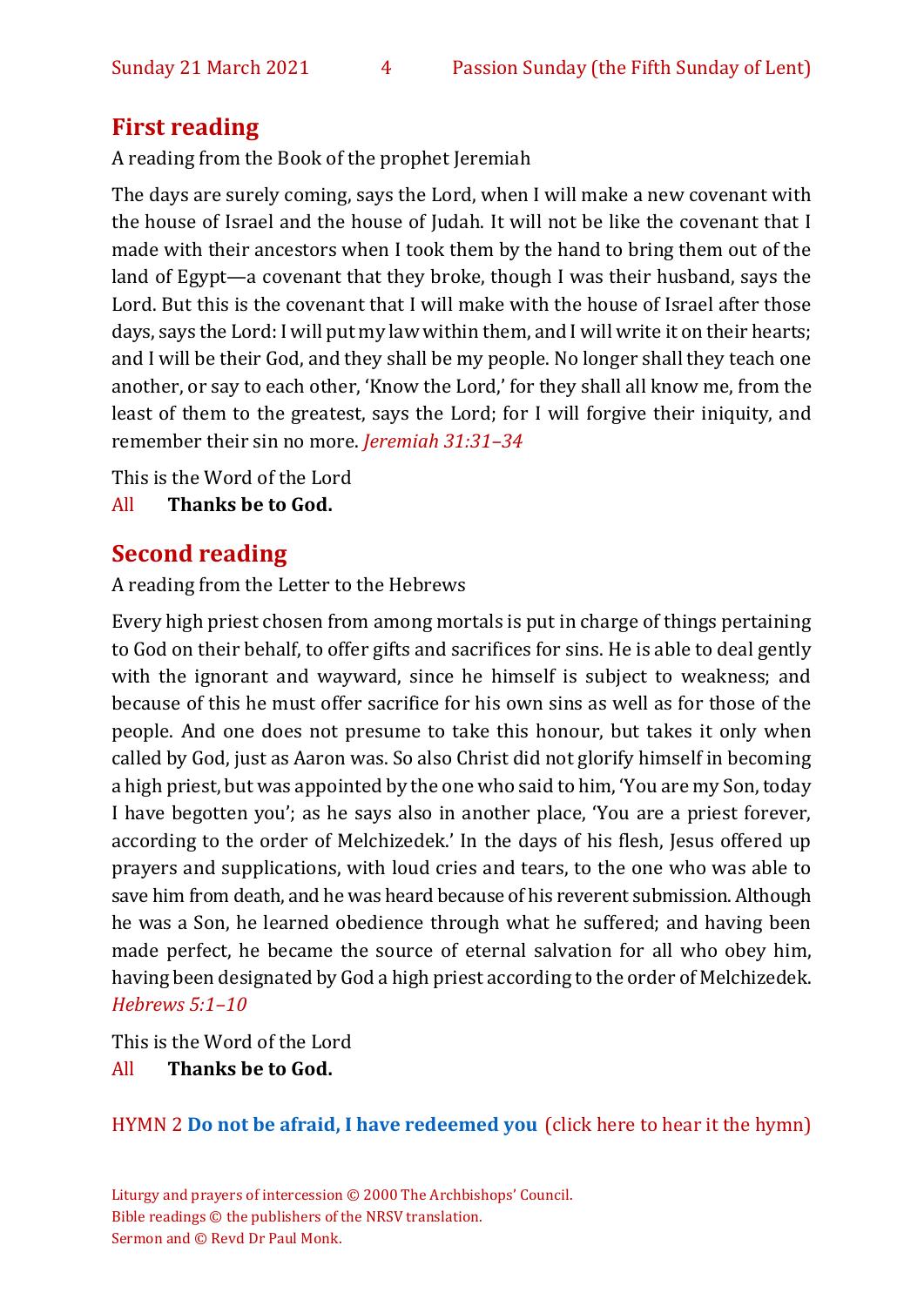## First reading

A reading from the Book of the prophet Jeremiah

The days are surely coming, says the Lord, when I will make a new covenant with the house of Israel and the house of Judah. It will not be like the covenant that I made with their ancestors when I took them by the hand to bring them out of the land of Egypt—a covenant that they broke, though I was their husband, says the Lord. But this is the covenant that I will make with the house of Israel after those days, says the Lord: I will put my law within them, and I will write it on their hearts; and I will be their God, and they shall be my people. No longer shall they teach one another, or say to each other, 'Know the Lord,' for they shall all know me, from the least of them to the greatest, says the Lord; for I will forgive their iniquity, and remember their sin no more. *Jeremiah 31:31–34*

This is the Word of the Lord
All **Thanks be to God.**

## Second reading

A reading from the Letter to the Hebrews

Every high priest chosen from among mortals is put in charge of things pertaining to God on their behalf, to offer gifts and sacrifices for sins. He is able to deal gently with the ignorant and wayward, since he himself is subject to weakness; and because of this he must offer sacrifice for his own sins as well as for those of the people. And one does not presume to take this honour, but takes it only when called by God, just as Aaron was. So also Christ did not glorify himself in becoming a high priest, but was appointed by the one who said to him, 'You are my Son, today I have begotten you'; as he says also in another place, 'You are a priest forever, according to the order of Melchizedek.' In the days of his flesh, Jesus offered up prayers and supplications, with loud cries and tears, to the one who was able to save him from death, and he was heard because of his reverent submission. Although he was a Son, he learned obedience through what he suffered; and having been made perfect, he became the source of eternal salvation for all who obey him, having been designated by God a high priest according to the order of Melchizedek. *Hebrews 5:1–10*

This is the Word of the Lord
All **Thanks be to God.**

HYMN 2 **Do not be afraid, I have redeemed you** (click here to hear it the hymn)

Liturgy and prayers of intercession © 2000 The Archbishops' Council.
Bible readings © the publishers of the NRSV translation.
Sermon and © Revd Dr Paul Monk.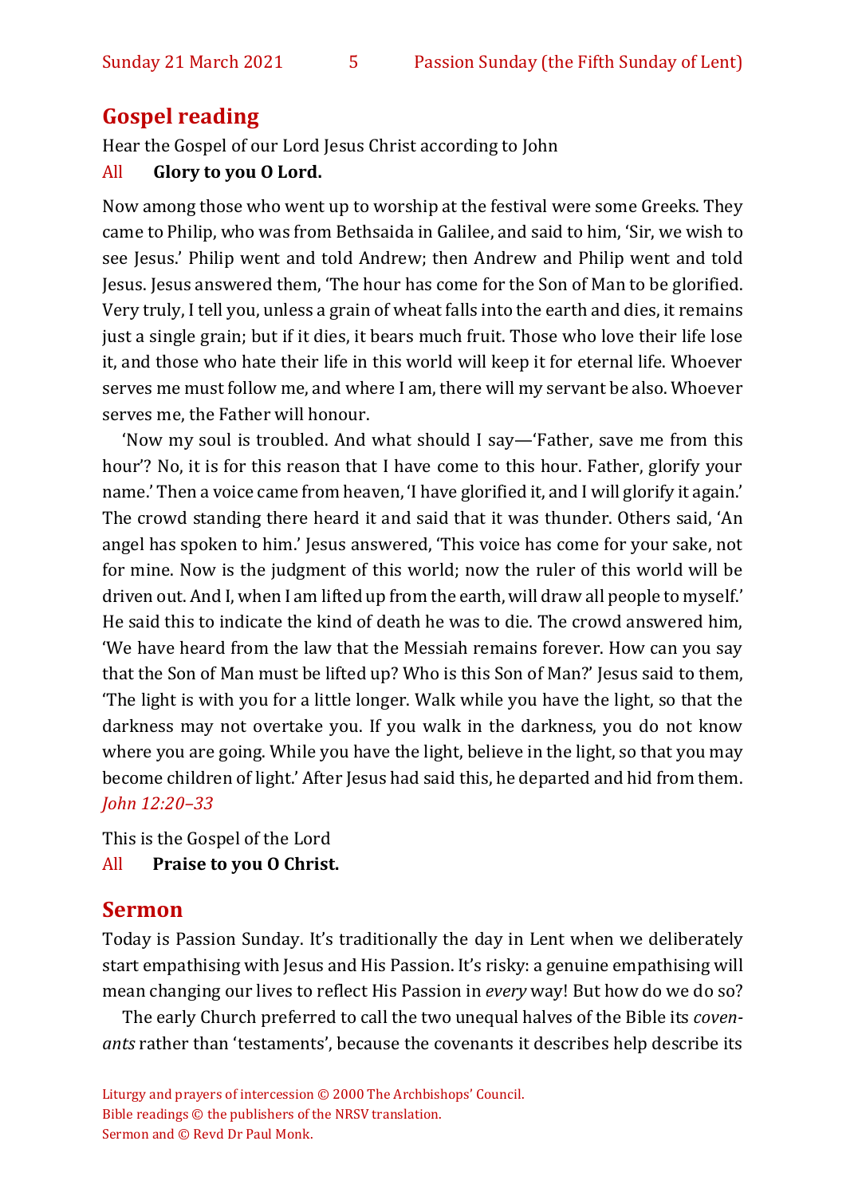## Gospel reading

Hear the Gospel of our Lord Jesus Christ according to John

All **Glory to you O Lord.**

Now among those who went up to worship at the festival were some Greeks. They came to Philip, who was from Bethsaida in Galilee, and said to him, 'Sir, we wish to see Jesus.' Philip went and told Andrew; then Andrew and Philip went and told Jesus. Jesus answered them, 'The hour has come for the Son of Man to be glorified. Very truly, I tell you, unless a grain of wheat falls into the earth and dies, it remains just a single grain; but if it dies, it bears much fruit. Those who love their life lose it, and those who hate their life in this world will keep it for eternal life. Whoever serves me must follow me, and where I am, there will my servant be also. Whoever serves me, the Father will honour.

'Now my soul is troubled. And what should I say—'Father, save me from this hour'? No, it is for this reason that I have come to this hour. Father, glorify your name.' Then a voice came from heaven, 'I have glorified it, and I will glorify it again.' The crowd standing there heard it and said that it was thunder. Others said, 'An angel has spoken to him.' Jesus answered, 'This voice has come for your sake, not for mine. Now is the judgment of this world; now the ruler of this world will be driven out. And I, when I am lifted up from the earth, will draw all people to myself.' He said this to indicate the kind of death he was to die. The crowd answered him, 'We have heard from the law that the Messiah remains forever. How can you say that the Son of Man must be lifted up? Who is this Son of Man?' Jesus said to them, 'The light is with you for a little longer. Walk while you have the light, so that the darkness may not overtake you. If you walk in the darkness, you do not know where you are going. While you have the light, believe in the light, so that you may become children of light.' After Jesus had said this, he departed and hid from them. *John 12:20–33*

This is the Gospel of the Lord

All **Praise to you O Christ.**

## Sermon

Today is Passion Sunday. It's traditionally the day in Lent when we deliberately start empathising with Jesus and His Passion. It's risky: a genuine empathising will mean changing our lives to reflect His Passion in *every* way! But how do we do so?

The early Church preferred to call the two unequal halves of the Bible its *covenants* rather than 'testaments', because the covenants it describes help describe its

Liturgy and prayers of intercession © 2000 The Archbishops' Council.
Bible readings © the publishers of the NRSV translation.
Sermon and © Revd Dr Paul Monk.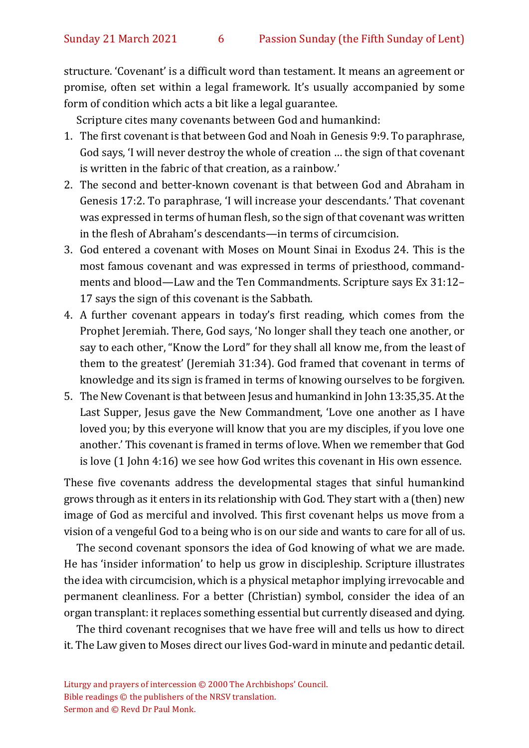structure. 'Covenant' is a difficult word than testament. It means an agreement or promise, often set within a legal framework. It's usually accompanied by some form of condition which acts a bit like a legal guarantee.

Scripture cites many covenants between God and humankind:

1. The first covenant is that between God and Noah in Genesis 9:9. To paraphrase, God says, 'I will never destroy the whole of creation … the sign of that covenant is written in the fabric of that creation, as a rainbow.'
2. The second and better-known covenant is that between God and Abraham in Genesis 17:2. To paraphrase, 'I will increase your descendants.' That covenant was expressed in terms of human flesh, so the sign of that covenant was written in the flesh of Abraham's descendants—in terms of circumcision.
3. God entered a covenant with Moses on Mount Sinai in Exodus 24. This is the most famous covenant and was expressed in terms of priesthood, commandments and blood—Law and the Ten Commandments. Scripture says Ex 31:12–17 says the sign of this covenant is the Sabbath.
4. A further covenant appears in today's first reading, which comes from the Prophet Jeremiah. There, God says, 'No longer shall they teach one another, or say to each other, "Know the Lord" for they shall all know me, from the least of them to the greatest' (Jeremiah 31:34). God framed that covenant in terms of knowledge and its sign is framed in terms of knowing ourselves to be forgiven.
5. The New Covenant is that between Jesus and humankind in John 13:35,35. At the Last Supper, Jesus gave the New Commandment, 'Love one another as I have loved you; by this everyone will know that you are my disciples, if you love one another.' This covenant is framed in terms of love. When we remember that God is love (1 John 4:16) we see how God writes this covenant in His own essence.

These five covenants address the developmental stages that sinful humankind grows through as it enters in its relationship with God. They start with a (then) new image of God as merciful and involved. This first covenant helps us move from a vision of a vengeful God to a being who is on our side and wants to care for all of us.

The second covenant sponsors the idea of God knowing of what we are made. He has 'insider information' to help us grow in discipleship. Scripture illustrates the idea with circumcision, which is a physical metaphor implying irrevocable and permanent cleanliness. For a better (Christian) symbol, consider the idea of an organ transplant: it replaces something essential but currently diseased and dying.

The third covenant recognises that we have free will and tells us how to direct it. The Law given to Moses direct our lives God-ward in minute and pedantic detail.

Liturgy and prayers of intercession © 2000 The Archbishops' Council.
Bible readings © the publishers of the NRSV translation.
Sermon and © Revd Dr Paul Monk.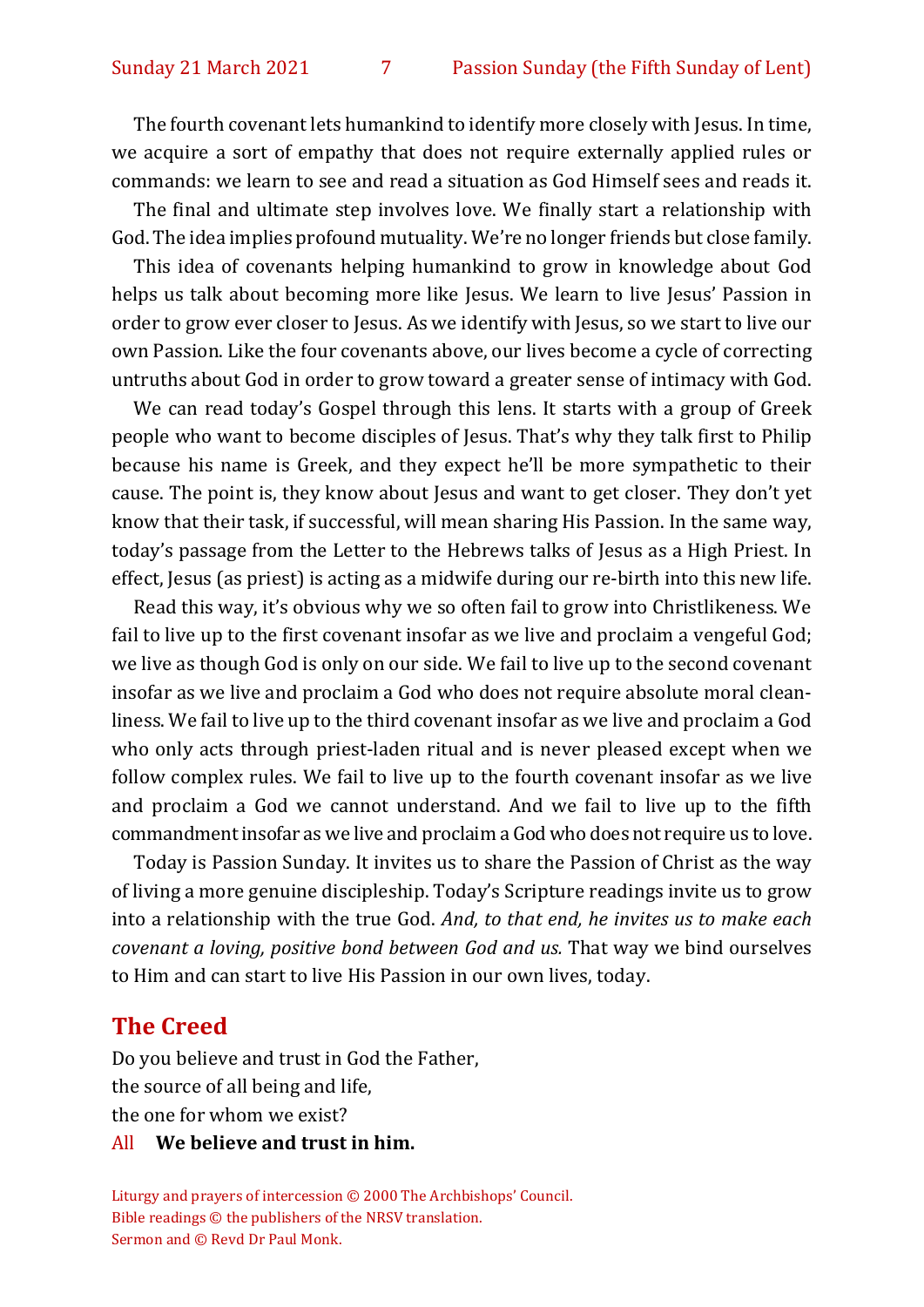The fourth covenant lets humankind to identify more closely with Jesus. In time, we acquire a sort of empathy that does not require externally applied rules or commands: we learn to see and read a situation as God Himself sees and reads it.

The final and ultimate step involves love. We finally start a relationship with God. The idea implies profound mutuality. We're no longer friends but close family.

This idea of covenants helping humankind to grow in knowledge about God helps us talk about becoming more like Jesus. We learn to live Jesus' Passion in order to grow ever closer to Jesus. As we identify with Jesus, so we start to live our own Passion. Like the four covenants above, our lives become a cycle of correcting untruths about God in order to grow toward a greater sense of intimacy with God.

We can read today's Gospel through this lens. It starts with a group of Greek people who want to become disciples of Jesus. That's why they talk first to Philip because his name is Greek, and they expect he'll be more sympathetic to their cause. The point is, they know about Jesus and want to get closer. They don't yet know that their task, if successful, will mean sharing His Passion. In the same way, today's passage from the Letter to the Hebrews talks of Jesus as a High Priest. In effect, Jesus (as priest) is acting as a midwife during our re-birth into this new life.

Read this way, it's obvious why we so often fail to grow into Christlikeness. We fail to live up to the first covenant insofar as we live and proclaim a vengeful God; we live as though God is only on our side. We fail to live up to the second covenant insofar as we live and proclaim a God who does not require absolute moral cleanliness. We fail to live up to the third covenant insofar as we live and proclaim a God who only acts through priest-laden ritual and is never pleased except when we follow complex rules. We fail to live up to the fourth covenant insofar as we live and proclaim a God we cannot understand. And we fail to live up to the fifth commandment insofar as we live and proclaim a God who does not require us to love.

Today is Passion Sunday. It invites us to share the Passion of Christ as the way of living a more genuine discipleship. Today's Scripture readings invite us to grow into a relationship with the true God. *And, to that end, he invites us to make each covenant a loving, positive bond between God and us.* That way we bind ourselves to Him and can start to live His Passion in our own lives, today.

## The Creed

Do you believe and trust in God the Father,
the source of all being and life,
the one for whom we exist?

All **We believe and trust in him.**

Liturgy and prayers of intercession © 2000 The Archbishops' Council.
Bible readings © the publishers of the NRSV translation.
Sermon and © Revd Dr Paul Monk.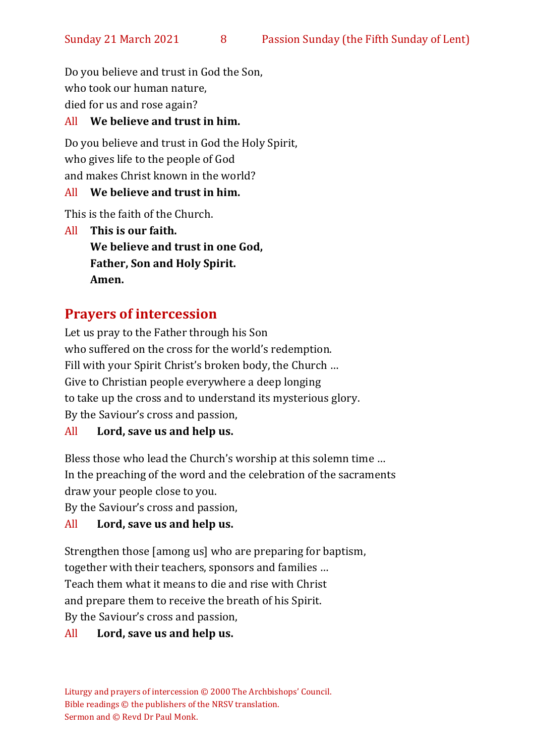Do you believe and trust in God the Son,
who took our human nature,
died for us and rose again?

All **We believe and trust in him.**

Do you believe and trust in God the Holy Spirit,
who gives life to the people of God
and makes Christ known in the world?

All **We believe and trust in him.**

This is the faith of the Church.

All **This is our faith.**
**We believe and trust in one God,**
**Father, Son and Holy Spirit.**
**Amen.**

## Prayers of intercession

Let us pray to the Father through his Son
who suffered on the cross for the world's redemption.
Fill with your Spirit Christ's broken body, the Church …
Give to Christian people everywhere a deep longing
to take up the cross and to understand its mysterious glory.
By the Saviour's cross and passion,

All **Lord, save us and help us.**

Bless those who lead the Church's worship at this solemn time …
In the preaching of the word and the celebration of the sacraments
draw your people close to you.
By the Saviour's cross and passion,

All **Lord, save us and help us.**

Strengthen those [among us] who are preparing for baptism,
together with their teachers, sponsors and families …
Teach them what it means to die and rise with Christ
and prepare them to receive the breath of his Spirit.
By the Saviour's cross and passion,

All **Lord, save us and help us.**

Liturgy and prayers of intercession © 2000 The Archbishops' Council.
Bible readings © the publishers of the NRSV translation.
Sermon and © Revd Dr Paul Monk.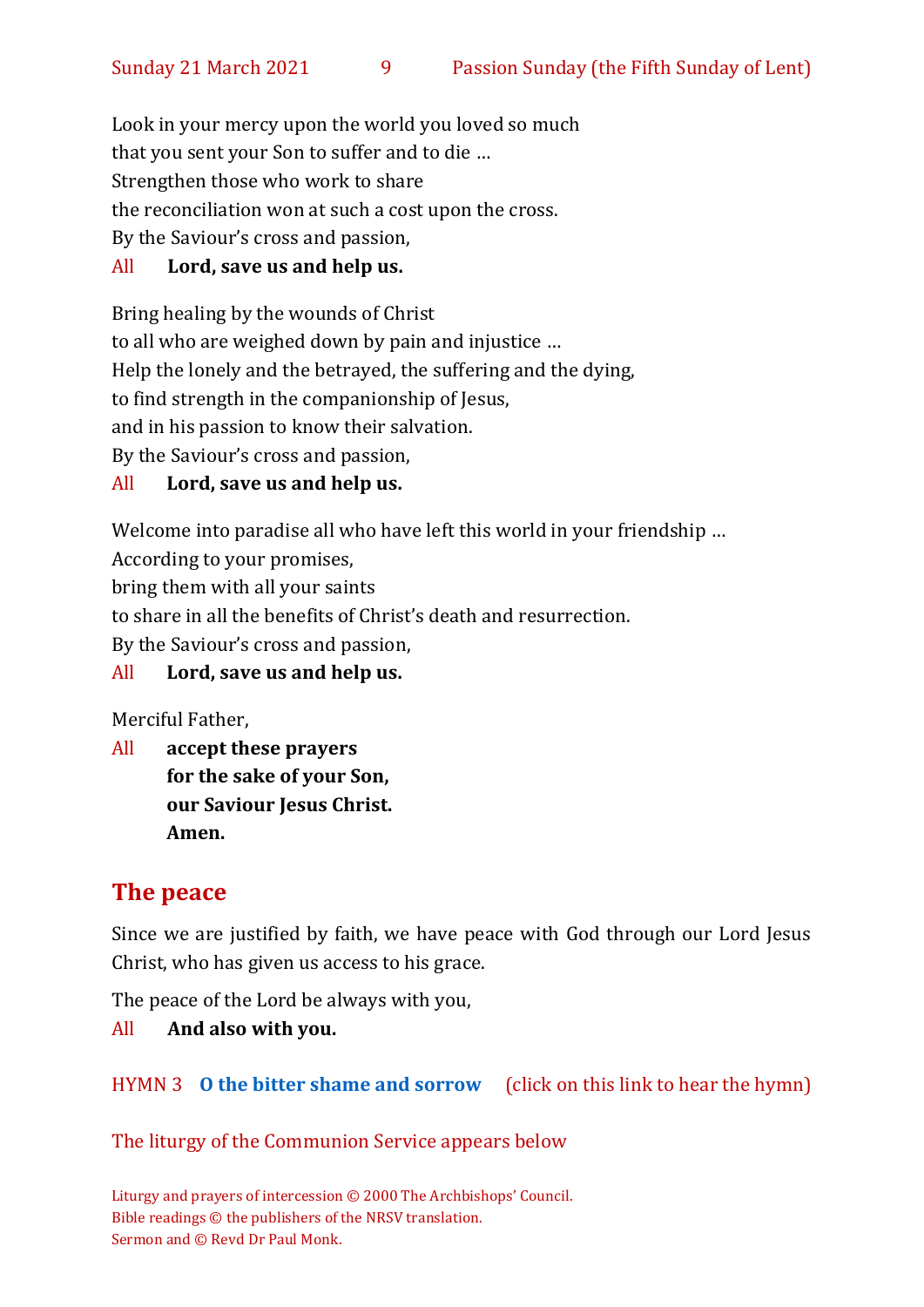Look in your mercy upon the world you loved so much
that you sent your Son to suffer and to die …
Strengthen those who work to share
the reconciliation won at such a cost upon the cross.
By the Saviour's cross and passion,

All **Lord, save us and help us.**

Bring healing by the wounds of Christ
to all who are weighed down by pain and injustice …
Help the lonely and the betrayed, the suffering and the dying,
to find strength in the companionship of Jesus,
and in his passion to know their salvation.
By the Saviour's cross and passion,

All **Lord, save us and help us.**

Welcome into paradise all who have left this world in your friendship …
According to your promises,
bring them with all your saints
to share in all the benefits of Christ's death and resurrection.
By the Saviour's cross and passion,

All **Lord, save us and help us.**

Merciful Father,

All **accept these prayers**
**for the sake of your Son,**
**our Saviour Jesus Christ.**
**Amen.**

## The peace

Since we are justified by faith, we have peace with God through our Lord Jesus Christ, who has given us access to his grace.

The peace of the Lord be always with you,

All **And also with you.**

HYMN 3 **O the bitter shame and sorrow** (click on this link to hear the hymn)

The liturgy of the Communion Service appears below

Liturgy and prayers of intercession © 2000 The Archbishops' Council.
Bible readings © the publishers of the NRSV translation.
Sermon and © Revd Dr Paul Monk.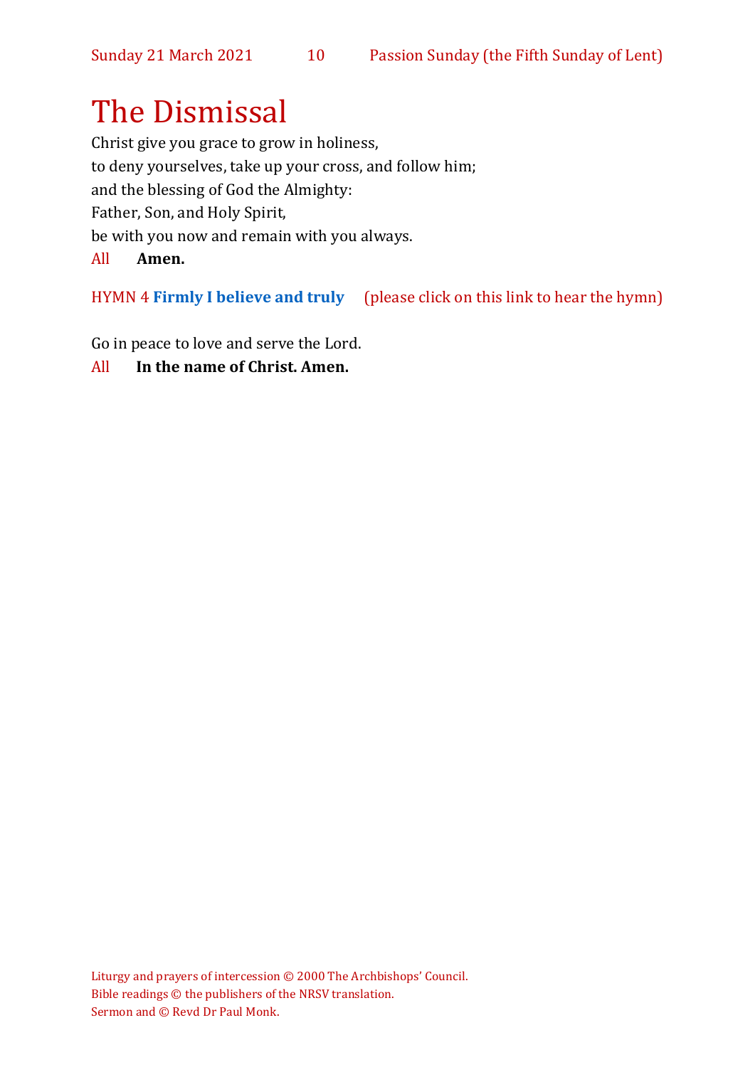# The Dismissal

Christ give you grace to grow in holiness,
to deny yourselves, take up your cross, and follow him;
and the blessing of God the Almighty:
Father, Son, and Holy Spirit,
be with you now and remain with you always.

All **Amen.**

HYMN 4 **Firmly I believe and truly** (please click on this link to hear the hymn)

Go in peace to love and serve the Lord.

All **In the name of Christ. Amen.**

Liturgy and prayers of intercession © 2000 The Archbishops' Council.
Bible readings © the publishers of the NRSV translation.
Sermon and © Revd Dr Paul Monk.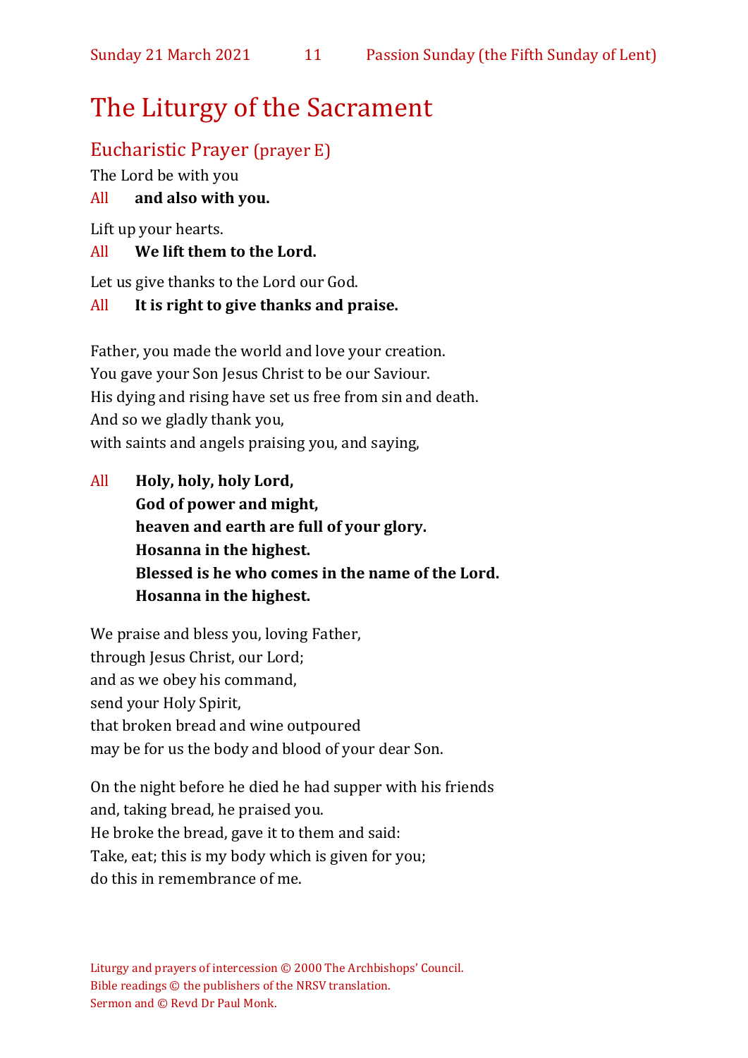# The Liturgy of the Sacrament

## Eucharistic Prayer (prayer E)

The Lord be with you

All **and also with you.**

Lift up your hearts.

All **We lift them to the Lord.**

Let us give thanks to the Lord our God.

All **It is right to give thanks and praise.**

Father, you made the world and love your creation.
You gave your Son Jesus Christ to be our Saviour.
His dying and rising have set us free from sin and death.
And so we gladly thank you,
with saints and angels praising you, and saying,

All **Holy, holy, holy Lord,**
**God of power and might,**
**heaven and earth are full of your glory.**
**Hosanna in the highest.**
**Blessed is he who comes in the name of the Lord.**
**Hosanna in the highest.**

We praise and bless you, loving Father,
through Jesus Christ, our Lord;
and as we obey his command,
send your Holy Spirit,
that broken bread and wine outpoured
may be for us the body and blood of your dear Son.

On the night before he died he had supper with his friends
and, taking bread, he praised you.
He broke the bread, gave it to them and said:
Take, eat; this is my body which is given for you;
do this in remembrance of me.

Liturgy and prayers of intercession © 2000 The Archbishops' Council.
Bible readings © the publishers of the NRSV translation.
Sermon and © Revd Dr Paul Monk.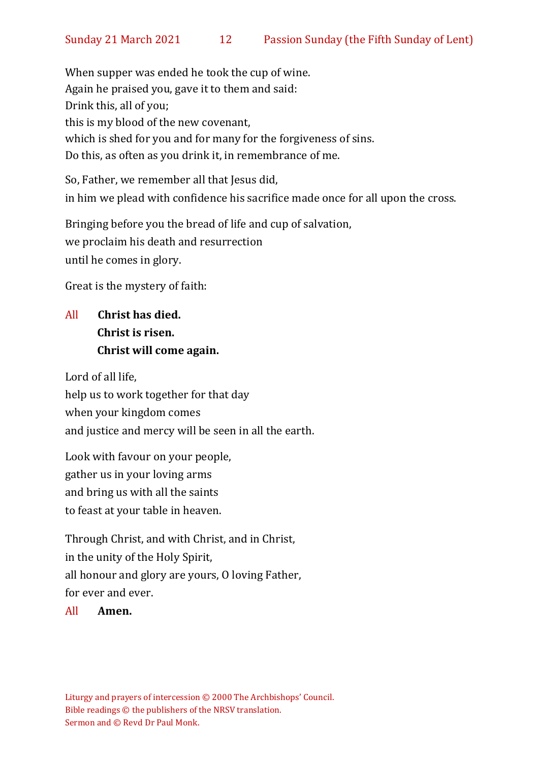When supper was ended he took the cup of wine.
Again he praised you, gave it to them and said:
Drink this, all of you;
this is my blood of the new covenant,
which is shed for you and for many for the forgiveness of sins.
Do this, as often as you drink it, in remembrance of me.

So, Father, we remember all that Jesus did,
in him we plead with confidence his sacrifice made once for all upon the cross.

Bringing before you the bread of life and cup of salvation,
we proclaim his death and resurrection
until he comes in glory.

Great is the mystery of faith:

All **Christ has died.**
**Christ is risen.**
**Christ will come again.**

Lord of all life,
help us to work together for that day
when your kingdom comes
and justice and mercy will be seen in all the earth.

Look with favour on your people,
gather us in your loving arms
and bring us with all the saints
to feast at your table in heaven.

Through Christ, and with Christ, and in Christ,
in the unity of the Holy Spirit,
all honour and glory are yours, O loving Father,
for ever and ever.

All **Amen.**

Liturgy and prayers of intercession © 2000 The Archbishops' Council.
Bible readings © the publishers of the NRSV translation.
Sermon and © Revd Dr Paul Monk.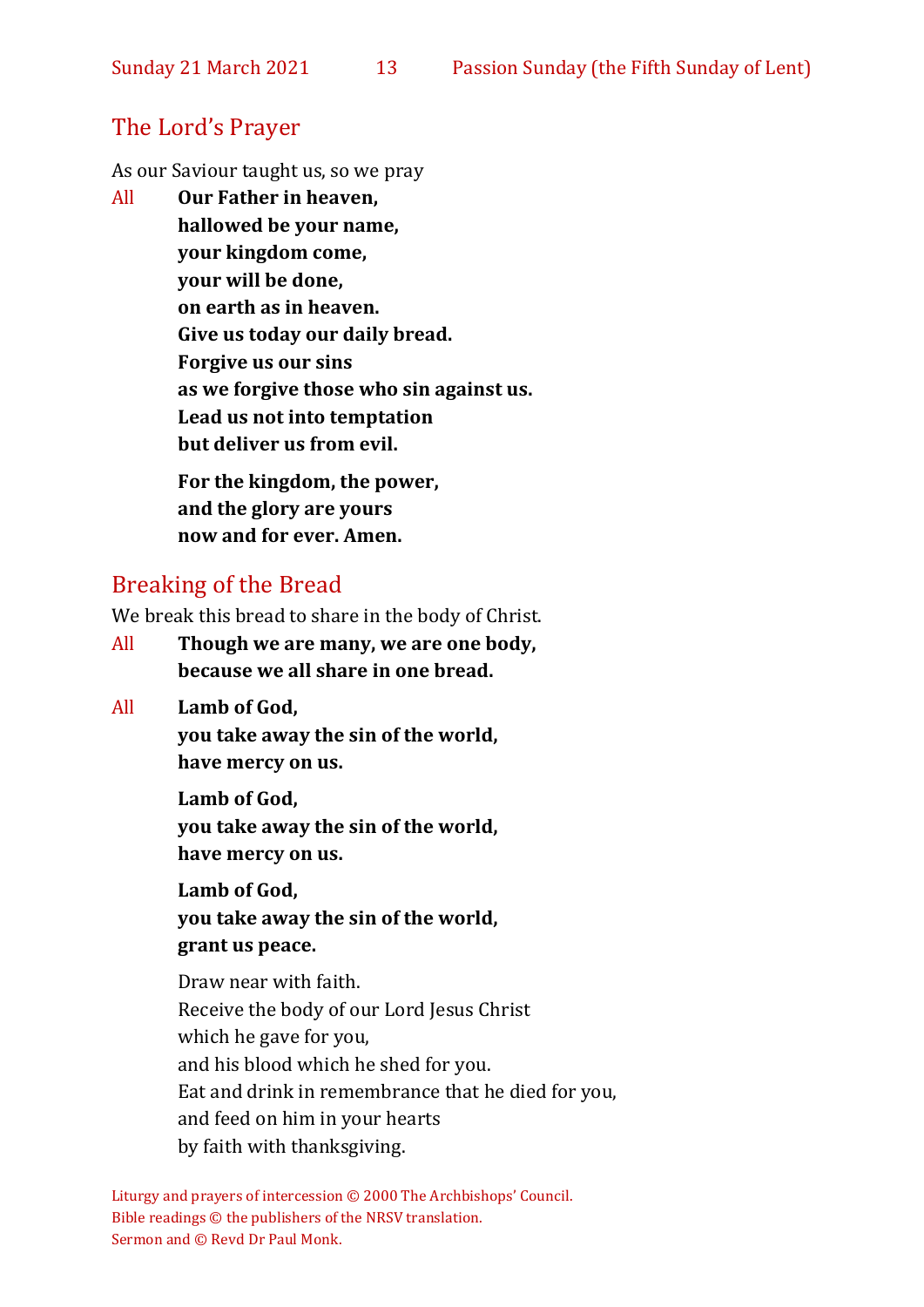## The Lord's Prayer

As our Saviour taught us, so we pray

All **Our Father in heaven,**
**hallowed be your name,**
**your kingdom come,**
**your will be done,**
**on earth as in heaven.**
**Give us today our daily bread.**
**Forgive us our sins**
**as we forgive those who sin against us.**
**Lead us not into temptation**
**but deliver us from evil.**

**For the kingdom, the power,**
**and the glory are yours**
**now and for ever. Amen.**

## Breaking of the Bread

We break this bread to share in the body of Christ.

All **Though we are many, we are one body,**
**because we all share in one bread.**

All **Lamb of God,**
**you take away the sin of the world,**
**have mercy on us.**

**Lamb of God,**
**you take away the sin of the world,**
**have mercy on us.**

**Lamb of God,**
**you take away the sin of the world,**
**grant us peace.**

Draw near with faith.
Receive the body of our Lord Jesus Christ
which he gave for you,
and his blood which he shed for you.
Eat and drink in remembrance that he died for you,
and feed on him in your hearts
by faith with thanksgiving.

Liturgy and prayers of intercession © 2000 The Archbishops' Council.
Bible readings © the publishers of the NRSV translation.
Sermon and © Revd Dr Paul Monk.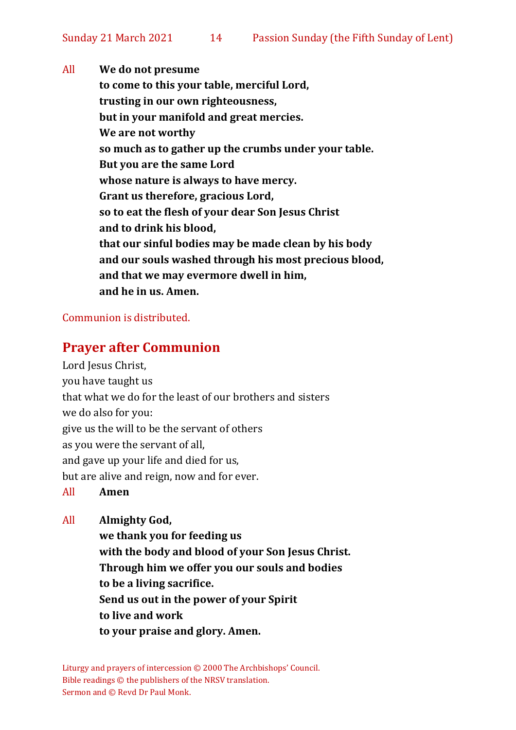All **We do not presume**
**to come to this your table, merciful Lord,**
**trusting in our own righteousness,**
**but in your manifold and great mercies.**
**We are not worthy**
**so much as to gather up the crumbs under your table.**
**But you are the same Lord**
**whose nature is always to have mercy.**
**Grant us therefore, gracious Lord,**
**so to eat the flesh of your dear Son Jesus Christ**
**and to drink his blood,**
**that our sinful bodies may be made clean by his body**
**and our souls washed through his most precious blood,**
**and that we may evermore dwell in him,**
**and he in us. Amen.**

Communion is distributed.

## Prayer after Communion

Lord Jesus Christ,
you have taught us
that what we do for the least of our brothers and sisters
we do also for you:
give us the will to be the servant of others
as you were the servant of all,
and gave up your life and died for us,
but are alive and reign, now and for ever.

All **Amen**

All **Almighty God,**
**we thank you for feeding us**
**with the body and blood of your Son Jesus Christ.**
**Through him we offer you our souls and bodies**
**to be a living sacrifice.**
**Send us out in the power of your Spirit**
**to live and work**
**to your praise and glory. Amen.**

Liturgy and prayers of intercession © 2000 The Archbishops' Council.
Bible readings © the publishers of the NRSV translation.
Sermon and © Revd Dr Paul Monk.